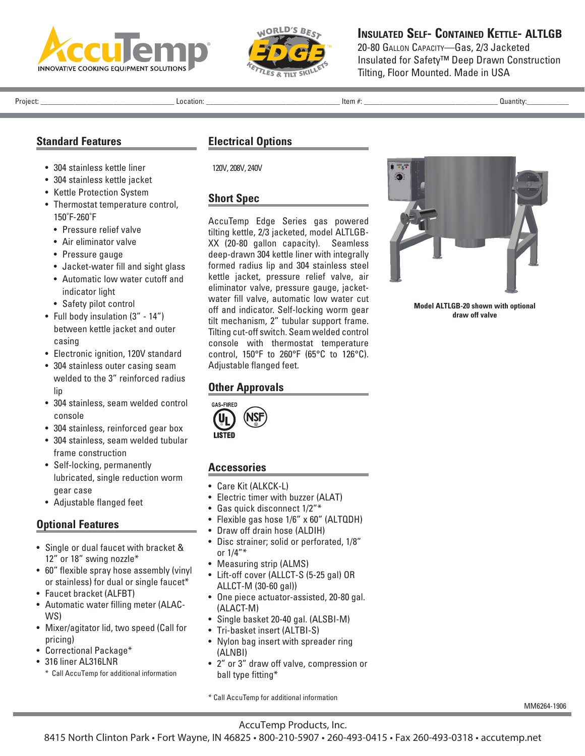# Insulated Self- Contained Kettle- ALTLGB

20-80 Gallon Capacity—Gas, 2/3 Jacketed
Insulated for Safety™ Deep Drawn Construction
Tilting, Floor Mounted. Made in USA

Project: ________________ Location: ________________ Item #: ________________ Quantity: __________

## Standard Features

- 304 stainless kettle liner
- 304 stainless kettle jacket
- Kettle Protection System
- Thermostat temperature control, 150˚F-260˚F
  - Pressure relief valve
  - Air eliminator valve
  - Pressure gauge
  - Jacket-water fill and sight glass
  - Automatic low water cutoff and indicator light
  - Safety pilot control
- Full body insulation (3" - 14") between kettle jacket and outer casing
- Electronic ignition, 120V standard
- 304 stainless outer casing seam welded to the 3" reinforced radius lip
- 304 stainless, seam welded control console
- 304 stainless, reinforced gear box
- 304 stainless, seam welded tubular frame construction
- Self-locking, permanently lubricated, single reduction worm gear case
- Adjustable flanged feet

## Optional Features

- Single or dual faucet with bracket & 12" or 18" swing nozzle*
- 60" flexible spray hose assembly (vinyl or stainless) for dual or single faucet*
- Faucet bracket (ALFBT)
- Automatic water filling meter (ALAC-WS)
- Mixer/agitator lid, two speed (Call for pricing)
- Correctional Package*
- 316 liner AL316LNR

\* Call AccuTemp for additional information

## Electrical Options

120V, 208V, 240V

## Short Spec

AccuTemp Edge Series gas powered tilting kettle, 2/3 jacketed, model ALTLGB-XX (20-80 gallon capacity). Seamless deep-drawn 304 kettle liner with integrally formed radius lip and 304 stainless steel kettle jacket, pressure relief valve, air eliminator valve, pressure gauge, jacket-water fill valve, automatic low water cut off and indicator. Self-locking worm gear tilt mechanism, 2" tubular support frame. Tilting cut-off switch. Seam welded control console with thermostat temperature control, 150°F to 260°F (65°C to 126°C). Adjustable flanged feet.

## Other Approvals

GAS-FIRED UL LISTED, NSF

## Accessories

- Care Kit (ALKCK-L)
- Electric timer with buzzer (ALAT)
- Gas quick disconnect 1/2"*
- Flexible gas hose 1/6" x 60" (ALTQDH)
- Draw off drain hose (ALDIH)
- Disc strainer; solid or perforated, 1/8" or 1/4"*
- Measuring strip (ALMS)
- Lift-off cover (ALLCT-S (5-25 gal) OR ALLCT-M (30-60 gal))
- One piece actuator-assisted, 20-80 gal. (ALACT-M)
- Single basket 20-40 gal. (ALSBI-M)
- Tri-basket insert (ALTBI-S)
- Nylon bag insert with spreader ring (ALNBI)
- 2" or 3" draw off valve, compression or ball type fitting*

\* Call AccuTemp for additional information

**Model ALTLGB-20 shown with optional draw off valve**

MM6264-1906

AccuTemp Products, Inc.
8415 North Clinton Park • Fort Wayne, IN 46825 • 800-210-5907 • 260-493-0415 • Fax 260-493-0318 • accutemp.net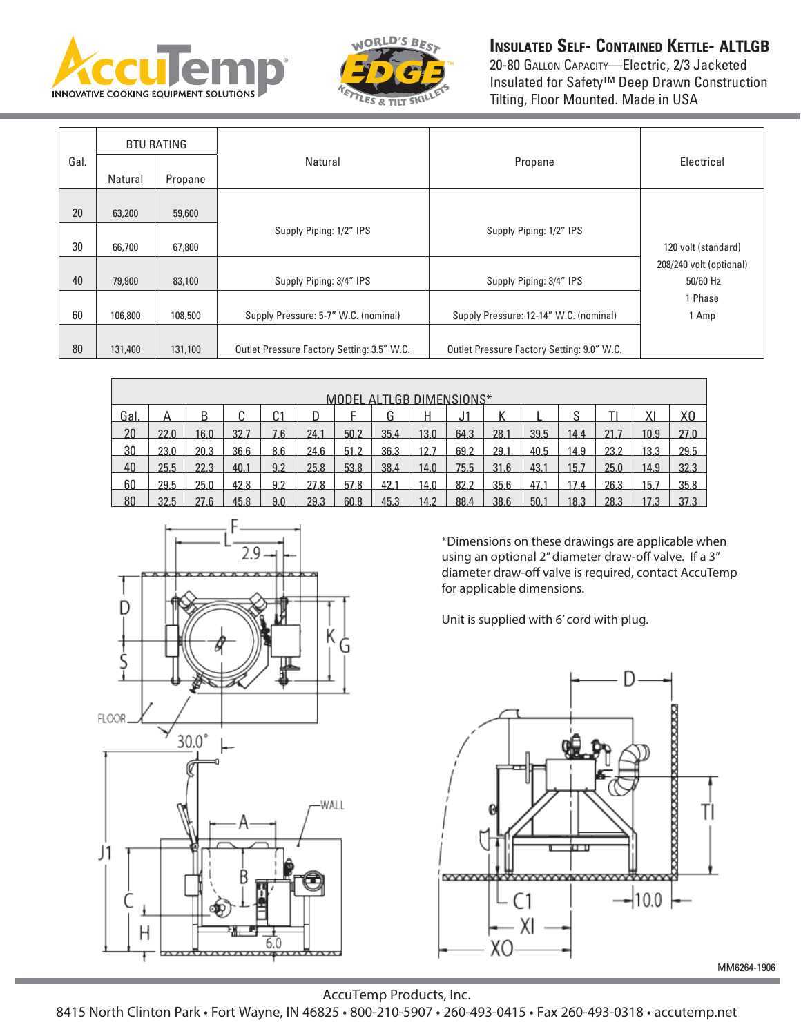## Insulated Self- Contained Kettle- ALTLGB

20-80 Gallon Capacity—Electric, 2/3 Jacketed
Insulated for Safety™ Deep Drawn Construction
Tilting, Floor Mounted. Made in USA

| Gal. | BTU RATING | | Natural | Propane | Electrical |
|---|---|---|---|---|---|
| | Natural | Propane | | | |
| 20 | 63,200 | 59,600 | Supply Piping: 1/2" IPS | Supply Piping: 1/2" IPS | 120 volt (standard) 208/240 volt (optional) 50/60 Hz 1 Phase 1 Amp |
| 30 | 66,700 | 67,800 | | | |
| 40 | 79,900 | 83,100 | Supply Piping: 3/4" IPS | Supply Piping: 3/4" IPS | |
| 60 | 106,800 | 108,500 | Supply Pressure: 5-7" W.C. (nominal) | Supply Pressure: 12-14" W.C. (nominal) | |
| 80 | 131,400 | 131,100 | Outlet Pressure Factory Setting: 3.5" W.C. | Outlet Pressure Factory Setting: 9.0" W.C. | |

### MODEL ALTLGB DIMENSIONS*

| Gal. | A | B | C | C1 | D | F | G | H | J1 | K | L | S | TI | XI | XO |
|---|---|---|---|---|---|---|---|---|---|---|---|---|---|---|---|
| 20 | 22.0 | 16.0 | 32.7 | 7.6 | 24.1 | 50.2 | 35.4 | 13.0 | 64.3 | 28.1 | 39.5 | 14.4 | 21.7 | 10.9 | 27.0 |
| 30 | 23.0 | 20.3 | 36.6 | 8.6 | 24.6 | 51.2 | 36.3 | 12.7 | 69.2 | 29.1 | 40.5 | 14.9 | 23.2 | 13.3 | 29.5 |
| 40 | 25.5 | 22.3 | 40.1 | 9.2 | 25.8 | 53.8 | 38.4 | 14.0 | 75.5 | 31.6 | 43.1 | 15.7 | 25.0 | 14.9 | 32.3 |
| 60 | 29.5 | 25.0 | 42.8 | 9.2 | 27.8 | 57.8 | 42.1 | 14.0 | 82.2 | 35.6 | 47.1 | 17.4 | 26.3 | 15.7 | 35.8 |
| 80 | 32.5 | 27.6 | 45.8 | 9.0 | 29.3 | 60.8 | 45.3 | 14.2 | 88.4 | 38.6 | 50.1 | 18.3 | 28.3 | 17.3 | 37.3 |

F
L
2.9
D
S
K
G
FLOOR
30.0°
J1
A
WALL
B
C
H
6.0

*Dimensions on these drawings are applicable when using an optional 2" diameter draw-off valve. If a 3" diameter draw-off valve is required, contact AccuTemp for applicable dimensions.

Unit is supplied with 6' cord with plug.

D
TI
C1
10.0
XI
XO

MM6264-1906

AccuTemp Products, Inc.
8415 North Clinton Park • Fort Wayne, IN 46825 • 800-210-5907 • 260-493-0415 • Fax 260-493-0318 • accutemp.net